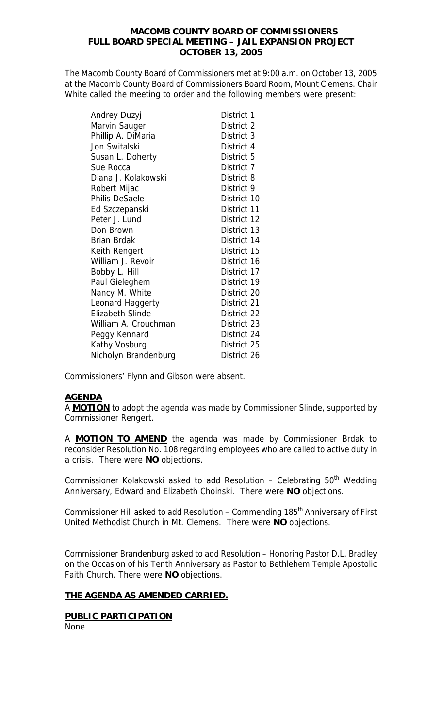# MACOMB COUNTY BOARD OF COMMISSIONERS
## FULL BOARD SPECIAL MEETING – JAIL EXPANSION PROJECT
## OCTOBER 13, 2005

The Macomb County Board of Commissioners met at 9:00 a.m. on October 13, 2005 at the Macomb County Board of Commissioners Board Room, Mount Clemens. Chair White called the meeting to order and the following members were present:

| | |
|---|---|
| Andrey Duzyj | District 1 |
| Marvin Sauger | District 2 |
| Phillip A. DiMaria | District 3 |
| Jon Switalski | District 4 |
| Susan L. Doherty | District 5 |
| Sue Rocca | District 7 |
| Diana J. Kolakowski | District 8 |
| Robert Mijac | District 9 |
| Philis DeSaele | District 10 |
| Ed Szczepanski | District 11 |
| Peter J. Lund | District 12 |
| Don Brown | District 13 |
| Brian Brdak | District 14 |
| Keith Rengert | District 15 |
| William J. Revoir | District 16 |
| Bobby L. Hill | District 17 |
| Paul Gieleghem | District 19 |
| Nancy M. White | District 20 |
| Leonard Haggerty | District 21 |
| Elizabeth Slinde | District 22 |
| William A. Crouchman | District 23 |
| Peggy Kennard | District 24 |
| Kathy Vosburg | District 25 |
| Nicholyn Brandenburg | District 26 |

Commissioners' Flynn and Gibson were absent.

**AGENDA**

A **MOTION** to adopt the agenda was made by Commissioner Slinde, supported by Commissioner Rengert.

A **MOTION TO AMEND** the agenda was made by Commissioner Brdak to reconsider Resolution No. 108 regarding employees who are called to active duty in a crisis. There were **NO** objections.

Commissioner Kolakowski asked to add Resolution – Celebrating 50th Wedding Anniversary, Edward and Elizabeth Choinski. There were **NO** objections.

Commissioner Hill asked to add Resolution – Commending 185th Anniversary of First United Methodist Church in Mt. Clemens. There were **NO** objections.

Commissioner Brandenburg asked to add Resolution – Honoring Pastor D.L. Bradley on the Occasion of his Tenth Anniversary as Pastor to Bethlehem Temple Apostolic Faith Church. There were **NO** objections.

**THE AGENDA AS AMENDED CARRIED.**

**PUBLIC PARTICIPATION**

None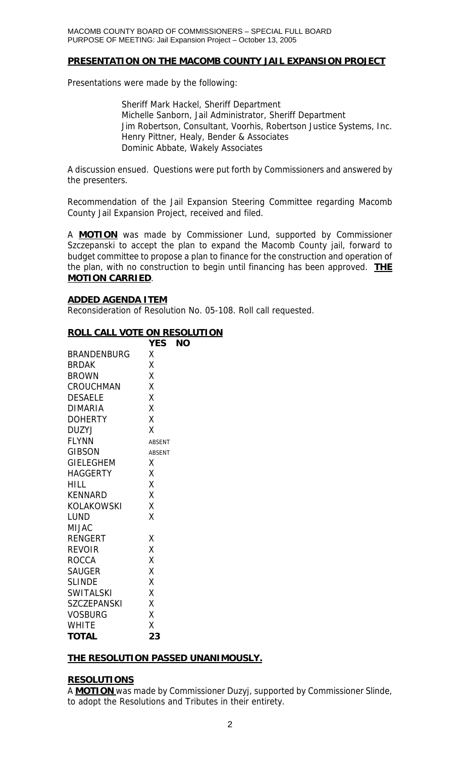## PRESENTATION ON THE MACOMB COUNTY JAIL EXPANSION PROJECT

Presentations were made by the following:

Sheriff Mark Hackel, Sheriff Department
Michelle Sanborn, Jail Administrator, Sheriff Department
Jim Robertson, Consultant, Voorhis, Robertson Justice Systems, Inc.
Henry Pittner, Healy, Bender & Associates
Dominic Abbate, Wakely Associates

A discussion ensued. Questions were put forth by Commissioners and answered by the presenters.

Recommendation of the Jail Expansion Steering Committee regarding Macomb County Jail Expansion Project, received and filed.

A **MOTION** was made by Commissioner Lund, supported by Commissioner Szczepanski to accept the plan to expand the Macomb County jail, forward to budget committee to propose a plan to finance for the construction and operation of the plan, with no construction to begin until financing has been approved. **THE MOTION CARRIED**.

### ADDED AGENDA ITEM

Reconsideration of Resolution No. 05-108. Roll call requested.

### ROLL CALL VOTE ON RESOLUTION

| | YES | NO |
|---|---|---|
| BRANDENBURG | X | |
| BRDAK | X | |
| BROWN | X | |
| CROUCHMAN | X | |
| DESAELE | X | |
| DIMARIA | X | |
| DOHERTY | X | |
| DUZYJ | X | |
| FLYNN | ABSENT | |
| GIBSON | ABSENT | |
| GIELEGHEM | X | |
| HAGGERTY | X | |
| HILL | X | |
| KENNARD | X | |
| KOLAKOWSKI | X | |
| LUND | X | |
| MIJAC | | |
| RENGERT | X | |
| REVOIR | X | |
| ROCCA | X | |
| SAUGER | X | |
| SLINDE | X | |
| SWITALSKI | X | |
| SZCZEPANSKI | X | |
| VOSBURG | X | |
| WHITE | X | |
| **TOTAL** | **23** | |

**THE RESOLUTION PASSED UNANIMOUSLY.**

### RESOLUTIONS

A **MOTION** was made by Commissioner Duzyj, supported by Commissioner Slinde, to adopt the Resolutions and Tributes in their entirety.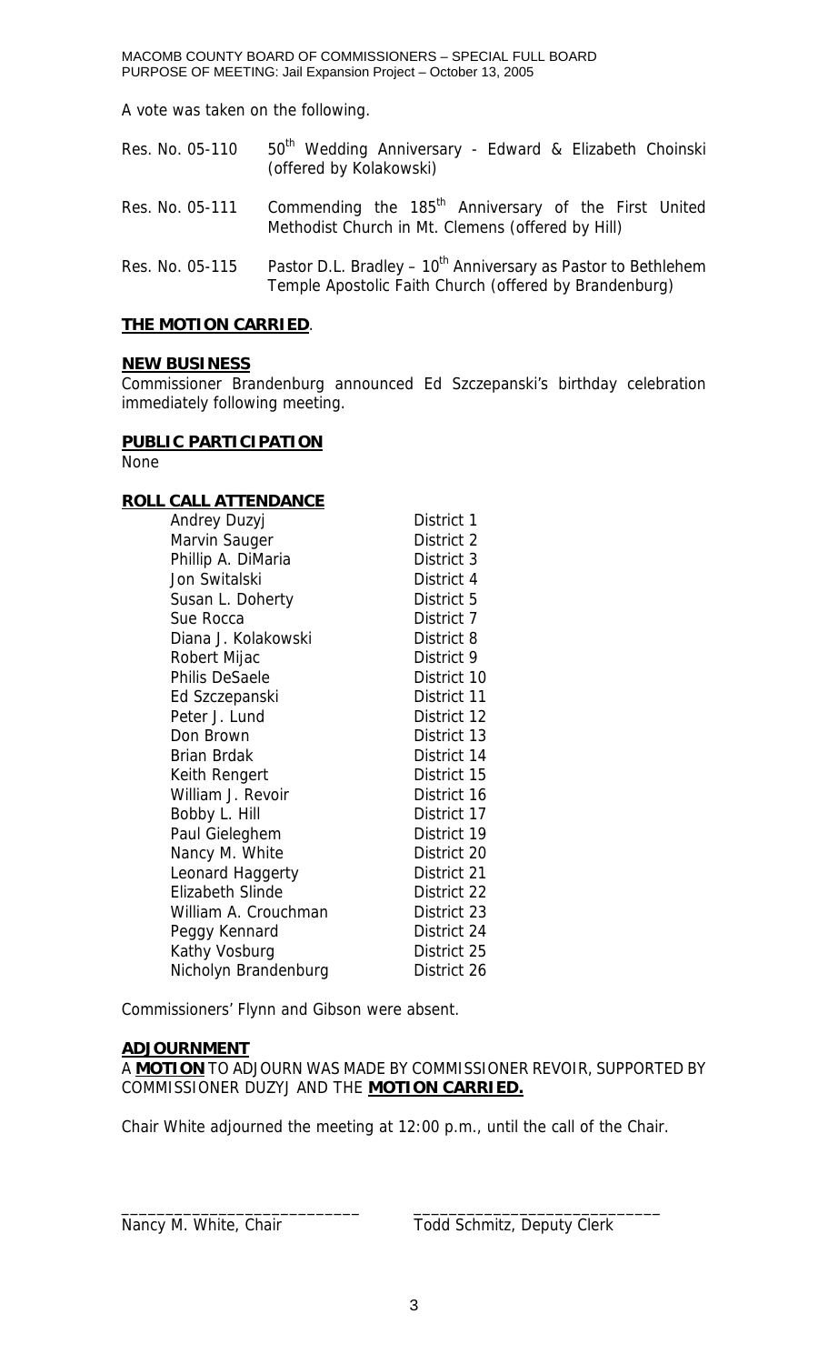A vote was taken on the following.

| | |
|---|---|
| Res. No. 05-110 | 50th Wedding Anniversary - Edward & Elizabeth Choinski (offered by Kolakowski) |
| Res. No. 05-111 | Commending the 185th Anniversary of the First United Methodist Church in Mt. Clemens (offered by Hill) |
| Res. No. 05-115 | Pastor D.L. Bradley – 10th Anniversary as Pastor to Bethlehem Temple Apostolic Faith Church (offered by Brandenburg) |

**THE MOTION CARRIED**.

## NEW BUSINESS

Commissioner Brandenburg announced Ed Szczepanski's birthday celebration immediately following meeting.

## PUBLIC PARTICIPATION

None

## ROLL CALL ATTENDANCE

| | |
|---|---|
| Andrey Duzyj | District 1 |
| Marvin Sauger | District 2 |
| Phillip A. DiMaria | District 3 |
| Jon Switalski | District 4 |
| Susan L. Doherty | District 5 |
| Sue Rocca | District 7 |
| Diana J. Kolakowski | District 8 |
| Robert Mijac | District 9 |
| Philis DeSaele | District 10 |
| Ed Szczepanski | District 11 |
| Peter J. Lund | District 12 |
| Don Brown | District 13 |
| Brian Brdak | District 14 |
| Keith Rengert | District 15 |
| William J. Revoir | District 16 |
| Bobby L. Hill | District 17 |
| Paul Gieleghem | District 19 |
| Nancy M. White | District 20 |
| Leonard Haggerty | District 21 |
| Elizabeth Slinde | District 22 |
| William A. Crouchman | District 23 |
| Peggy Kennard | District 24 |
| Kathy Vosburg | District 25 |
| Nicholyn Brandenburg | District 26 |

Commissioners' Flynn and Gibson were absent.

## ADJOURNMENT

A **MOTION** TO ADJOURN WAS MADE BY COMMISSIONER REVOIR, SUPPORTED BY COMMISSIONER DUZYJ AND THE **MOTION CARRIED.**

Chair White adjourned the meeting at 12:00 p.m., until the call of the Chair.

___________________________ ___________________________

Nancy M. White, Chair Todd Schmitz, Deputy Clerk